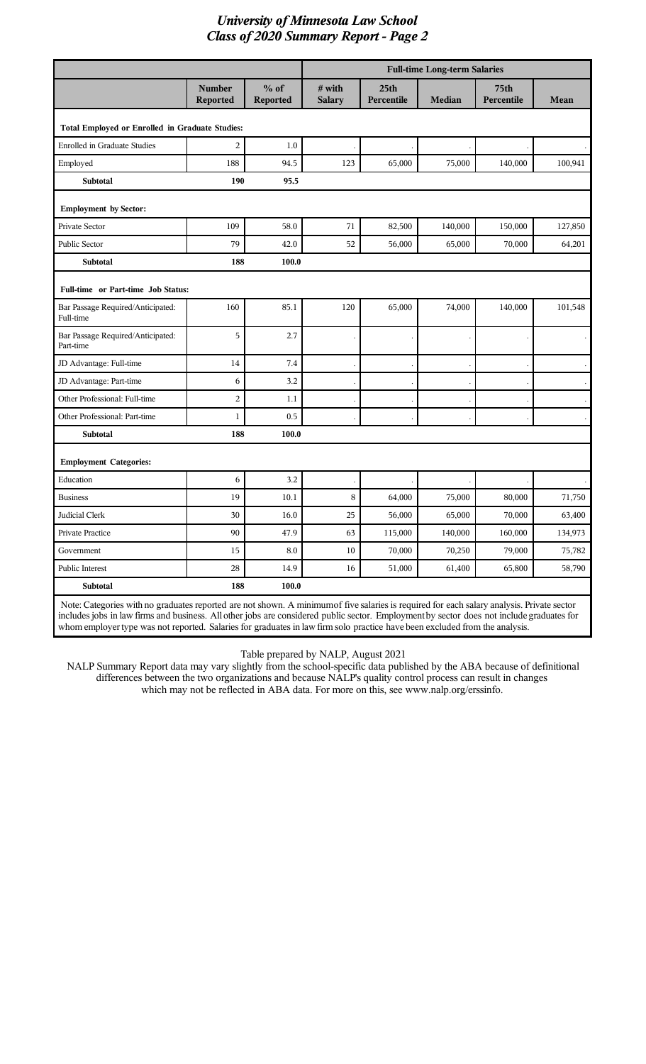# *University of Minnesota Law School*
## *Class of 2020 Summary Report - Page 2*

| | Number Reported | % of Reported | Full-time Long-term Salaries | | | | |
|---|---|---|---|---|---|---|---|
| | | | # with Salary | 25th Percentile | Median | 75th Percentile | Mean |
| **Total Employed or Enrolled in Graduate Studies:** | | | | | | | |
| Enrolled in Graduate Studies | 2 | 1.0 | . | . | . | . | . |
| Employed | 188 | 94.5 | 123 | 65,000 | 75,000 | 140,000 | 100,941 |
| **Subtotal** | **190** | **95.5** | | | | | |
| **Employment by Sector:** | | | | | | | |
| Private Sector | 109 | 58.0 | 71 | 82,500 | 140,000 | 150,000 | 127,850 |
| Public Sector | 79 | 42.0 | 52 | 56,000 | 65,000 | 70,000 | 64,201 |
| **Subtotal** | **188** | **100.0** | | | | | |
| **Full-time or Part-time Job Status:** | | | | | | | |
| Bar Passage Required/Anticipated: Full-time | 160 | 85.1 | 120 | 65,000 | 74,000 | 140,000 | 101,548 |
| Bar Passage Required/Anticipated: Part-time | 5 | 2.7 | . | . | . | . | . |
| JD Advantage: Full-time | 14 | 7.4 | . | . | . | . | . |
| JD Advantage: Part-time | 6 | 3.2 | . | . | . | . | . |
| Other Professional: Full-time | 2 | 1.1 | . | . | . | . | . |
| Other Professional: Part-time | 1 | 0.5 | . | . | . | . | . |
| **Subtotal** | **188** | **100.0** | | | | | |
| **Employment Categories:** | | | | | | | |
| Education | 6 | 3.2 | . | . | . | . | . |
| Business | 19 | 10.1 | 8 | 64,000 | 75,000 | 80,000 | 71,750 |
| Judicial Clerk | 30 | 16.0 | 25 | 56,000 | 65,000 | 70,000 | 63,400 |
| Private Practice | 90 | 47.9 | 63 | 115,000 | 140,000 | 160,000 | 134,973 |
| Government | 15 | 8.0 | 10 | 70,000 | 70,250 | 79,000 | 75,782 |
| Public Interest | 28 | 14.9 | 16 | 51,000 | 61,400 | 65,800 | 58,790 |
| **Subtotal** | **188** | **100.0** | | | | | |

Note: Categories with no graduates reported are not shown. A minimum of five salaries is required for each salary analysis. Private sector includes jobs in law firms and business. All other jobs are considered public sector. Employment by sector does not include graduates for whom employer type was not reported. Salaries for graduates in law firm solo practice have been excluded from the analysis.

Table prepared by NALP, August 2021

NALP Summary Report data may vary slightly from the school-specific data published by the ABA because of definitional differences between the two organizations and because NALP's quality control process can result in changes which may not be reflected in ABA data. For more on this, see www.nalp.org/erssinfo.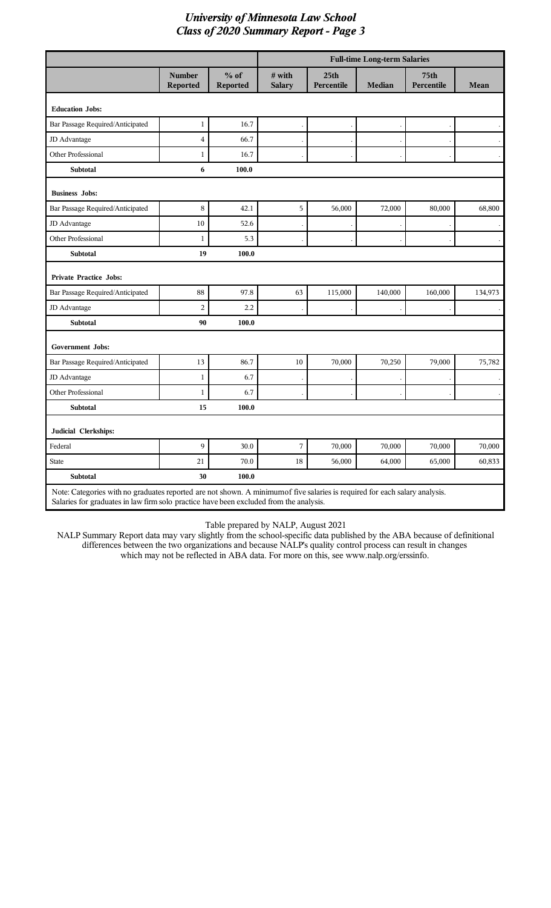# University of Minnesota Law School
## Class of 2020 Summary Report - Page 3

| | Number Reported | % of Reported | Full-time Long-term Salaries # with Salary | 25th Percentile | Median | 75th Percentile | Mean |
|---|---|---|---|---|---|---|---|
| **Education Jobs:** | | | | | | | |
| Bar Passage Required/Anticipated | 1 | 16.7 | . | . | . | . | . |
| JD Advantage | 4 | 66.7 | . | . | . | . | . |
| Other Professional | 1 | 16.7 | . | . | . | . | . |
| **Subtotal** | **6** | **100.0** | | | | | |
| **Business Jobs:** | | | | | | | |
| Bar Passage Required/Anticipated | 8 | 42.1 | 5 | 56,000 | 72,000 | 80,000 | 68,800 |
| JD Advantage | 10 | 52.6 | . | . | . | . | . |
| Other Professional | 1 | 5.3 | . | . | . | . | . |
| **Subtotal** | **19** | **100.0** | | | | | |
| **Private Practice Jobs:** | | | | | | | |
| Bar Passage Required/Anticipated | 88 | 97.8 | 63 | 115,000 | 140,000 | 160,000 | 134,973 |
| JD Advantage | 2 | 2.2 | . | . | . | . | . |
| **Subtotal** | **90** | **100.0** | | | | | |
| **Government Jobs:** | | | | | | | |
| Bar Passage Required/Anticipated | 13 | 86.7 | 10 | 70,000 | 70,250 | 79,000 | 75,782 |
| JD Advantage | 1 | 6.7 | . | . | . | . | . |
| Other Professional | 1 | 6.7 | . | . | . | . | . |
| **Subtotal** | **15** | **100.0** | | | | | |
| **Judicial Clerkships:** | | | | | | | |
| Federal | 9 | 30.0 | 7 | 70,000 | 70,000 | 70,000 | 70,000 |
| State | 21 | 70.0 | 18 | 56,000 | 64,000 | 65,000 | 60,833 |
| **Subtotal** | **30** | **100.0** | | | | | |

Note: Categories with no graduates reported are not shown. A minimumof five salaries is required for each salary analysis. Salaries for graduates in law firm solo practice have been excluded from the analysis.

Table prepared by NALP, August 2021

NALP Summary Report data may vary slightly from the school-specific data published by the ABA because of definitional differences between the two organizations and because NALP's quality control process can result in changes which may not be reflected in ABA data. For more on this, see www.nalp.org/erssinfo.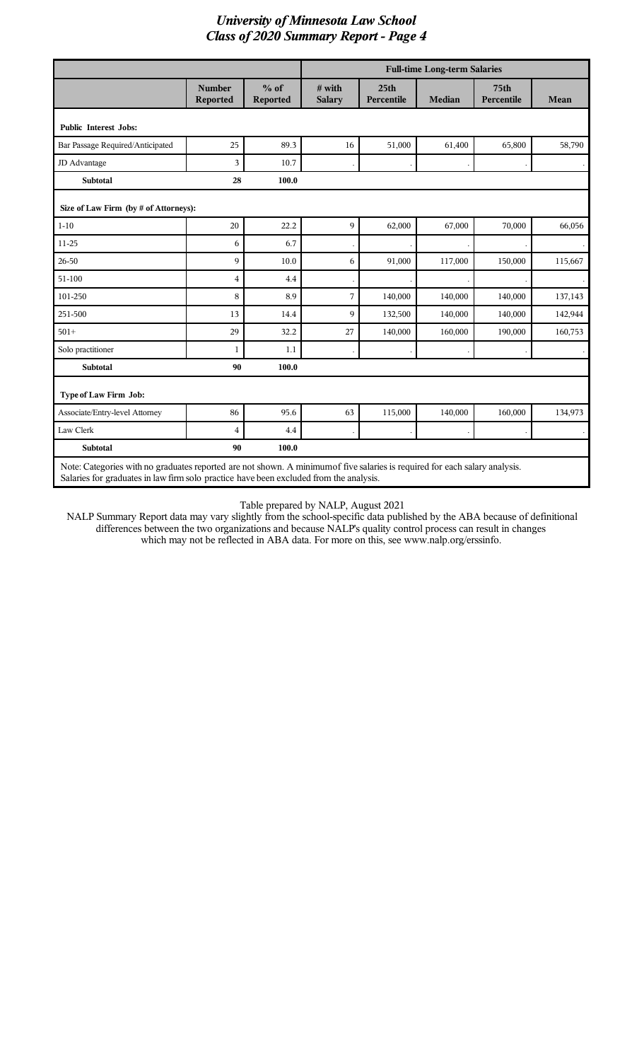# University of Minnesota Law School
## Class of 2020 Summary Report - Page 4

| | Number Reported | % of Reported | Full-time Long-term Salaries | | | | |
|---|---|---|---|---|---|---|---|
| | | | # with Salary | 25th Percentile | Median | 75th Percentile | Mean |
| **Public Interest Jobs:** | | | | | | | |
| Bar Passage Required/Anticipated | 25 | 89.3 | 16 | 51,000 | 61,400 | 65,800 | 58,790 |
| JD Advantage | 3 | 10.7 | . | . | . | . | . |
| **Subtotal** | **28** | **100.0** | | | | | |
| **Size of Law Firm (by # of Attorneys):** | | | | | | | |
| 1-10 | 20 | 22.2 | 9 | 62,000 | 67,000 | 70,000 | 66,056 |
| 11-25 | 6 | 6.7 | . | . | . | . | . |
| 26-50 | 9 | 10.0 | 6 | 91,000 | 117,000 | 150,000 | 115,667 |
| 51-100 | 4 | 4.4 | . | . | . | . | . |
| 101-250 | 8 | 8.9 | 7 | 140,000 | 140,000 | 140,000 | 137,143 |
| 251-500 | 13 | 14.4 | 9 | 132,500 | 140,000 | 140,000 | 142,944 |
| 501+ | 29 | 32.2 | 27 | 140,000 | 160,000 | 190,000 | 160,753 |
| Solo practitioner | 1 | 1.1 | . | . | . | . | . |
| **Subtotal** | **90** | **100.0** | | | | | |
| **Type of Law Firm Job:** | | | | | | | |
| Associate/Entry-level Attorney | 86 | 95.6 | 63 | 115,000 | 140,000 | 160,000 | 134,973 |
| Law Clerk | 4 | 4.4 | . | . | . | . | . |
| **Subtotal** | **90** | **100.0** | | | | | |

Note: Categories with no graduates reported are not shown. A minimum of five salaries is required for each salary analysis. Salaries for graduates in law firm solo practice have been excluded from the analysis.

Table prepared by NALP, August 2021

NALP Summary Report data may vary slightly from the school-specific data published by the ABA because of definitional differences between the two organizations and because NALP's quality control process can result in changes which may not be reflected in ABA data. For more on this, see www.nalp.org/erssinfo.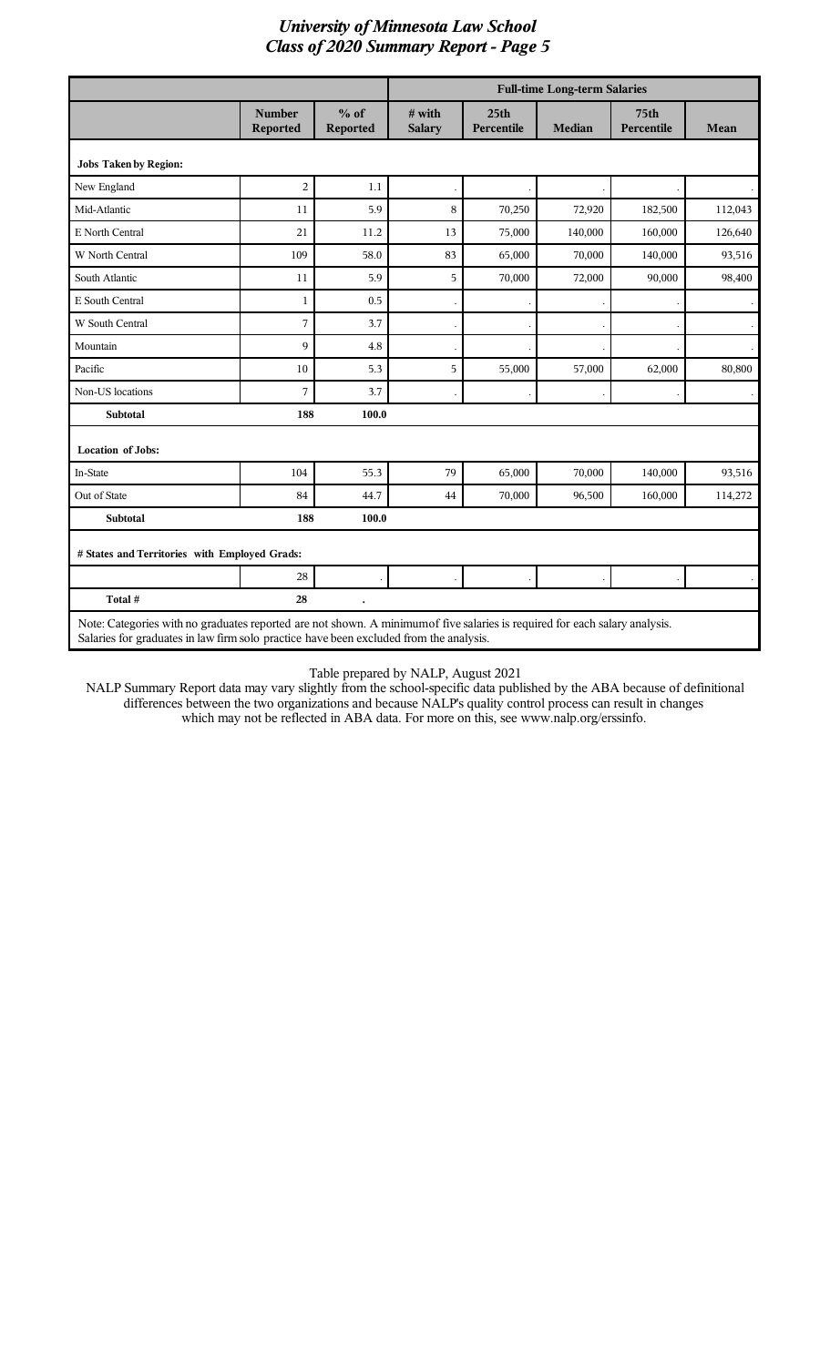# *University of Minnesota Law School*
## *Class of 2020 Summary Report - Page 5*

| | Number Reported | % of Reported | Full-time Long-term Salaries: # with Salary | 25th Percentile | Median | 75th Percentile | Mean |
|---|---|---|---|---|---|---|---|
| **Jobs Taken by Region:** | | | | | | | |
| New England | 2 | 1.1 | . | . | . | . | . |
| Mid-Atlantic | 11 | 5.9 | 8 | 70,250 | 72,920 | 182,500 | 112,043 |
| E North Central | 21 | 11.2 | 13 | 75,000 | 140,000 | 160,000 | 126,640 |
| W North Central | 109 | 58.0 | 83 | 65,000 | 70,000 | 140,000 | 93,516 |
| South Atlantic | 11 | 5.9 | 5 | 70,000 | 72,000 | 90,000 | 98,400 |
| E South Central | 1 | 0.5 | . | . | . | . | . |
| W South Central | 7 | 3.7 | . | . | . | . | . |
| Mountain | 9 | 4.8 | . | . | . | . | . |
| Pacific | 10 | 5.3 | 5 | 55,000 | 57,000 | 62,000 | 80,800 |
| Non-US locations | 7 | 3.7 | . | . | . | . | . |
| **Subtotal** | **188** | **100.0** | | | | | |
| **Location of Jobs:** | | | | | | | |
| In-State | 104 | 55.3 | 79 | 65,000 | 70,000 | 140,000 | 93,516 |
| Out of State | 84 | 44.7 | 44 | 70,000 | 96,500 | 160,000 | 114,272 |
| **Subtotal** | **188** | **100.0** | | | | | |
| **# States and Territories with Employed Grads:** | | | | | | | |
| | 28 | . | . | . | . | . | . |
| **Total #** | **28** | **.** | | | | | |

Note: Categories with no graduates reported are not shown. A minimum of five salaries is required for each salary analysis. Salaries for graduates in law firm solo practice have been excluded from the analysis.

Table prepared by NALP, August 2021

NALP Summary Report data may vary slightly from the school-specific data published by the ABA because of definitional differences between the two organizations and because NALP's quality control process can result in changes which may not be reflected in ABA data. For more on this, see www.nalp.org/erssinfo.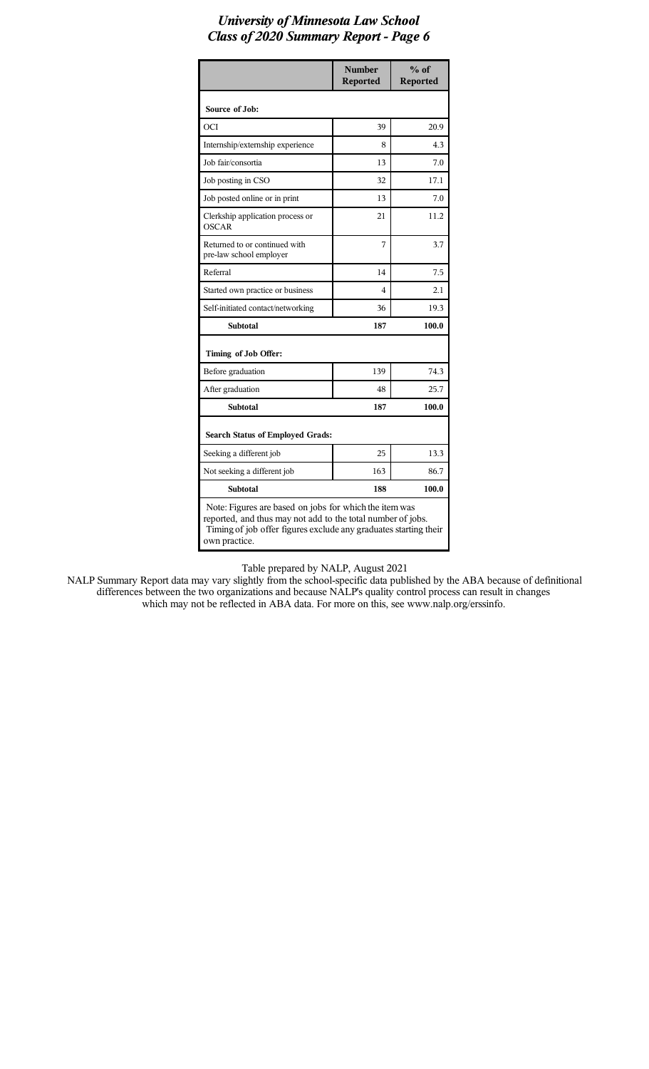# University of Minnesota Law School
## Class of 2020 Summary Report - Page 6

| | Number Reported | % of Reported |
|---|---|---|
| **Source of Job:** | | |
| OCI | 39 | 20.9 |
| Internship/externship experience | 8 | 4.3 |
| Job fair/consortia | 13 | 7.0 |
| Job posting in CSO | 32 | 17.1 |
| Job posted online or in print | 13 | 7.0 |
| Clerkship application process or OSCAR | 21 | 11.2 |
| Returned to or continued with pre-law school employer | 7 | 3.7 |
| Referral | 14 | 7.5 |
| Started own practice or business | 4 | 2.1 |
| Self-initiated contact/networking | 36 | 19.3 |
| **Subtotal** | **187** | **100.0** |
| **Timing of Job Offer:** | | |
| Before graduation | 139 | 74.3 |
| After graduation | 48 | 25.7 |
| **Subtotal** | **187** | **100.0** |
| **Search Status of Employed Grads:** | | |
| Seeking a different job | 25 | 13.3 |
| Not seeking a different job | 163 | 86.7 |
| **Subtotal** | **188** | **100.0** |

Note: Figures are based on jobs for which the item was reported, and thus may not add to the total number of jobs. Timing of job offer figures exclude any graduates starting their own practice.

Table prepared by NALP, August 2021

NALP Summary Report data may vary slightly from the school-specific data published by the ABA because of definitional differences between the two organizations and because NALP's quality control process can result in changes which may not be reflected in ABA data. For more on this, see www.nalp.org/erssinfo.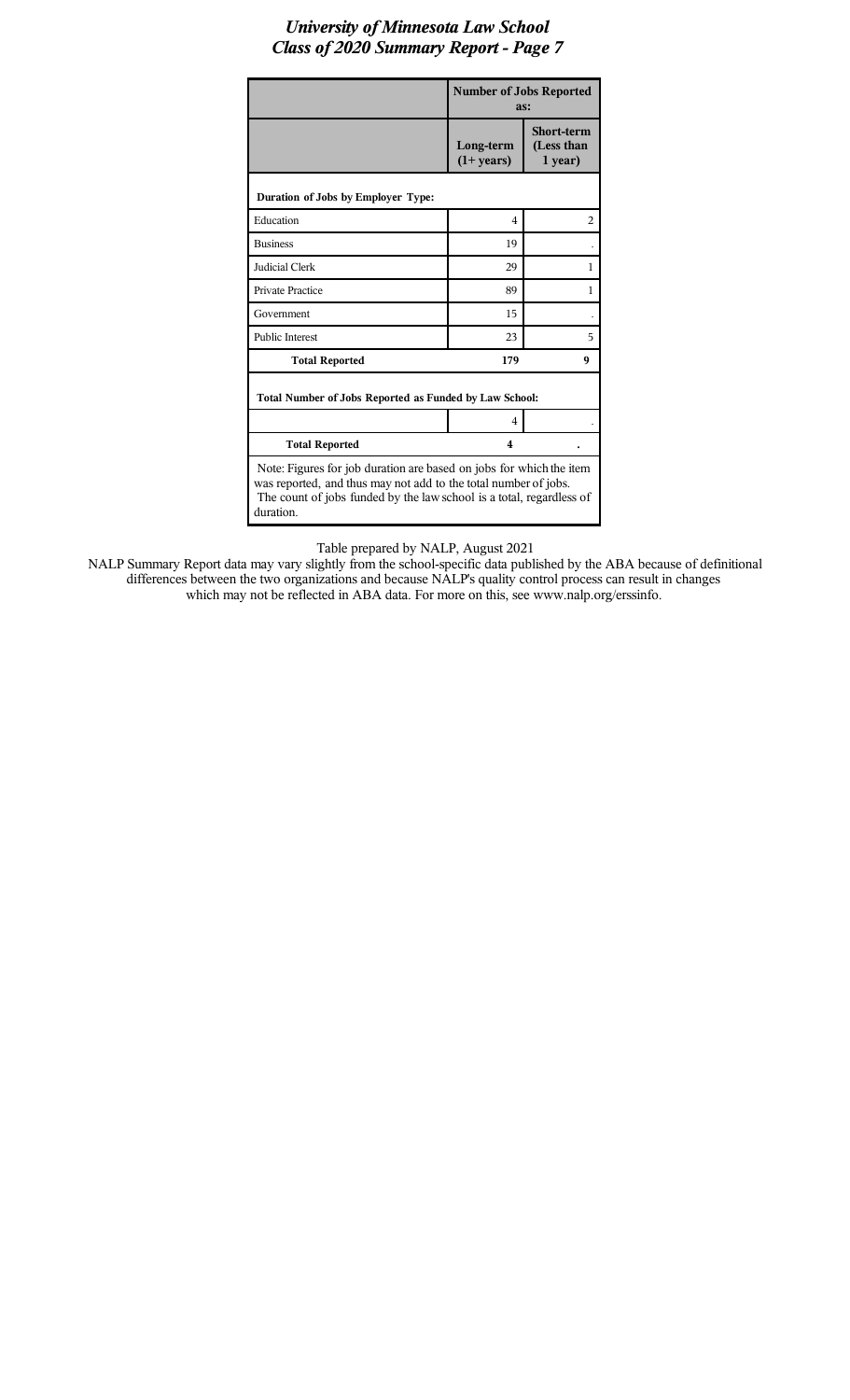# University of Minnesota Law School
## Class of 2020 Summary Report - Page 7

| | Number of Jobs Reported as: | |
|---|---|---|
| | Long-term (1+ years) | Short-term (Less than 1 year) |
| **Duration of Jobs by Employer Type:** | | |
| Education | 4 | 2 |
| Business | 19 | . |
| Judicial Clerk | 29 | 1 |
| Private Practice | 89 | 1 |
| Government | 15 | . |
| Public Interest | 23 | 5 |
| **Total Reported** | **179** | **9** |
| **Total Number of Jobs Reported as Funded by Law School:** | | |
| | 4 | . |
| **Total Reported** | **4** | **.** |

Note: Figures for job duration are based on jobs for which the item was reported, and thus may not add to the total number of jobs. The count of jobs funded by the law school is a total, regardless of duration.

Table prepared by NALP, August 2021

NALP Summary Report data may vary slightly from the school-specific data published by the ABA because of definitional differences between the two organizations and because NALP's quality control process can result in changes which may not be reflected in ABA data. For more on this, see www.nalp.org/erssinfo.